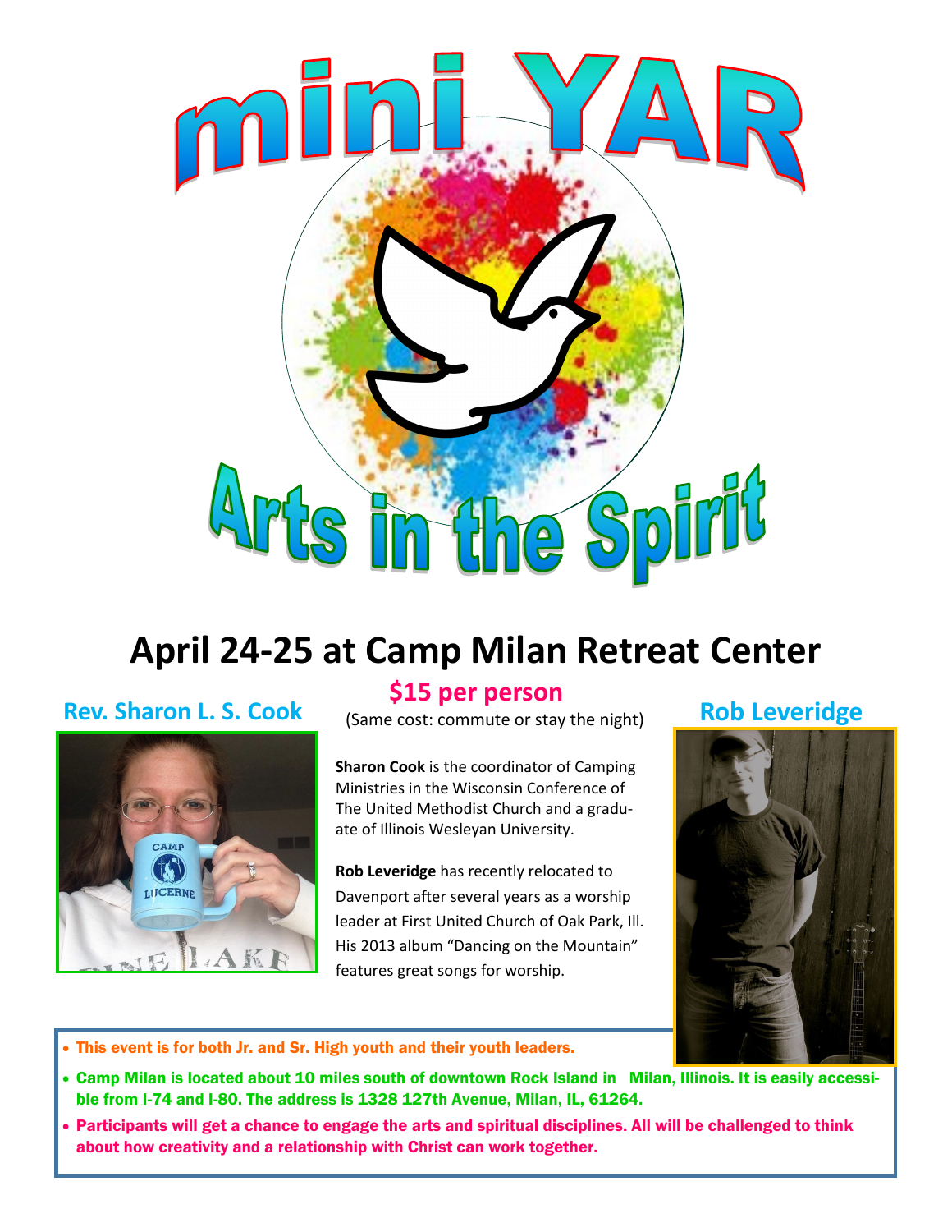# mini YAR

# Arts in the Spirit

## April 24-25 at Camp Milan Retreat Center

**$15 per person**

(Same cost: commute or stay the night)

### Rev. Sharon L. S. Cook

**Sharon Cook** is the coordinator of Camping Ministries in the Wisconsin Conference of The United Methodist Church and a graduate of Illinois Wesleyan University.

### Rob Leveridge

**Rob Leveridge** has recently relocated to Davenport after several years as a worship leader at First United Church of Oak Park, Ill. His 2013 album "Dancing on the Mountain" features great songs for worship.

- This event is for both Jr. and Sr. High youth and their youth leaders.
- Camp Milan is located about 10 miles south of downtown Rock Island in Milan, Illinois. It is easily accessible from I-74 and I-80. The address is 1328 127th Avenue, Milan, IL, 61264.
- Participants will get a chance to engage the arts and spiritual disciplines. All will be challenged to think about how creativity and a relationship with Christ can work together.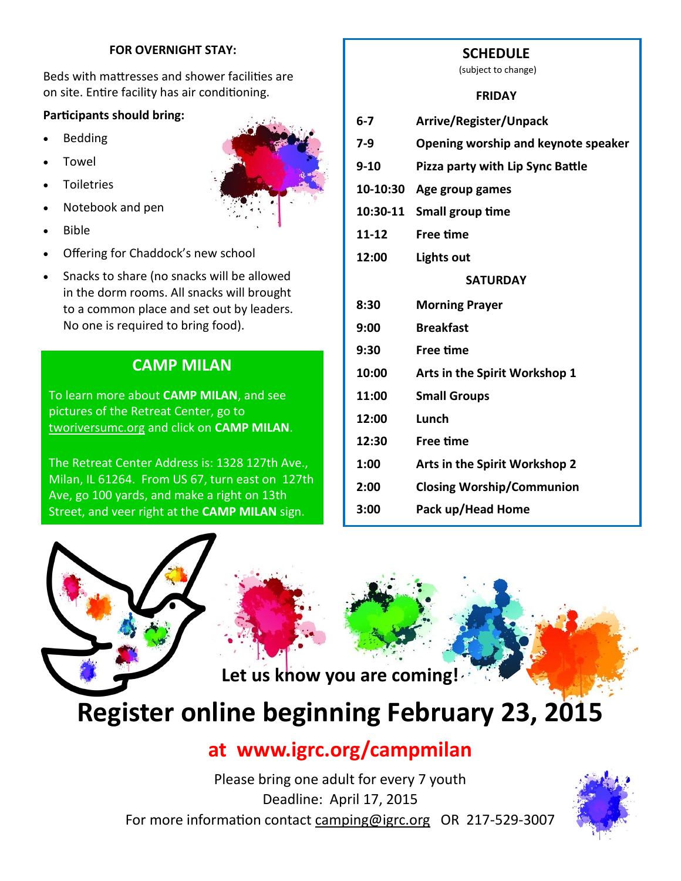### FOR OVERNIGHT STAY:

Beds with mattresses and shower facilities are on site. Entire facility has air conditioning.

**Participants should bring:**

- Bedding
- Towel
- Toiletries
- Notebook and pen
- Bible
- Offering for Chaddock's new school
- Snacks to share (no snacks will be allowed in the dorm rooms. All snacks will brought to a common place and set out by leaders. No one is required to bring food).

## CAMP MILAN

To learn more about **CAMP MILAN**, and see pictures of the Retreat Center, go to tworiversumc.org and click on **CAMP MILAN**.

The Retreat Center Address is: 1328 127th Ave., Milan, IL 61264. From US 67, turn east on 127th Ave, go 100 yards, and make a right on 13th Street, and veer right at the **CAMP MILAN** sign.

## SCHEDULE

(subject to change)

**FRIDAY**

| | |
|---|---|
| **6-7** | **Arrive/Register/Unpack** |
| **7-9** | **Opening worship and keynote speaker** |
| **9-10** | **Pizza party with Lip Sync Battle** |
| **10-10:30** | **Age group games** |
| **10:30-11** | **Small group time** |
| **11-12** | **Free time** |
| **12:00** | **Lights out** |

**SATURDAY**

| | |
|---|---|
| **8:30** | **Morning Prayer** |
| **9:00** | **Breakfast** |
| **9:30** | **Free time** |
| **10:00** | **Arts in the Spirit Workshop 1** |
| **11:00** | **Small Groups** |
| **12:00** | **Lunch** |
| **12:30** | **Free time** |
| **1:00** | **Arts in the Spirit Workshop 2** |
| **2:00** | **Closing Worship/Communion** |
| **3:00** | **Pack up/Head Home** |

**Let us know you are coming!**

# Register online beginning February 23, 2015

## at www.igrc.org/campmilan

Please bring one adult for every 7 youth

Deadline: April 17, 2015

For more information contact camping@igrc.org OR 217-529-3007